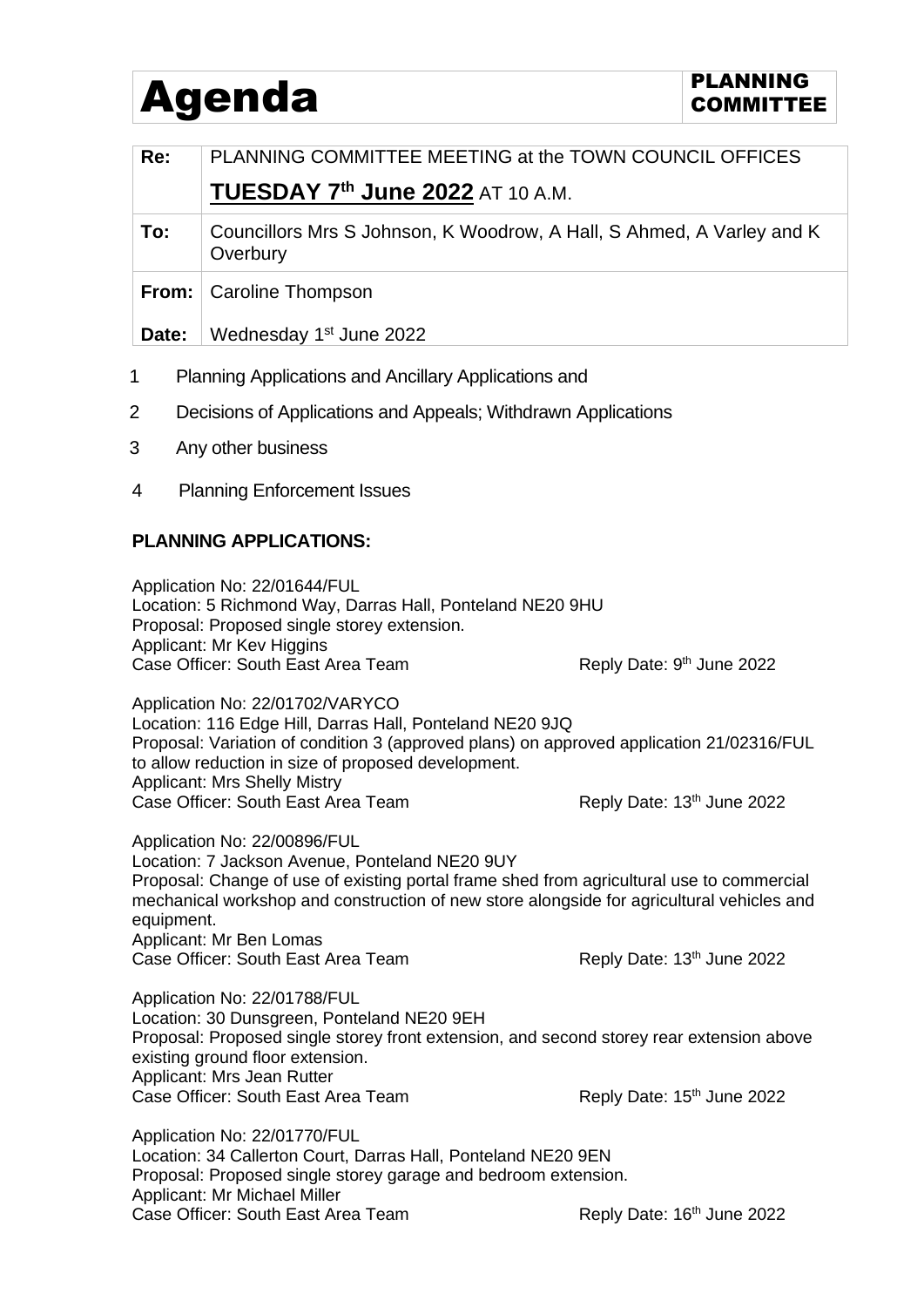# Agenda

**PLANNING COMMITTEE**

| | |
|---|---|
| **Re:** | PLANNING COMMITTEE MEETING at the TOWN COUNCIL OFFICES **TUESDAY 7th June 2022** AT 10 A.M. |
| **To:** | Councillors Mrs S Johnson, K Woodrow, A Hall, S Ahmed, A Varley and K Overbury |
| **From:** | Caroline Thompson |
| **Date:** | Wednesday 1st June 2022 |

1. Planning Applications and Ancillary Applications and
2. Decisions of Applications and Appeals; Withdrawn Applications
3. Any other business
4. Planning Enforcement Issues

## PLANNING APPLICATIONS:

Application No: 22/01644/FUL
Location: 5 Richmond Way, Darras Hall, Ponteland NE20 9HU
Proposal: Proposed single storey extension.
Applicant: Mr Kev Higgins
Case Officer: South East Area Team — Reply Date: 9th June 2022

Application No: 22/01702/VARYCO
Location: 116 Edge Hill, Darras Hall, Ponteland NE20 9JQ
Proposal: Variation of condition 3 (approved plans) on approved application 21/02316/FUL to allow reduction in size of proposed development.
Applicant: Mrs Shelly Mistry
Case Officer: South East Area Team — Reply Date: 13th June 2022

Application No: 22/00896/FUL
Location: 7 Jackson Avenue, Ponteland NE20 9UY
Proposal: Change of use of existing portal frame shed from agricultural use to commercial mechanical workshop and construction of new store alongside for agricultural vehicles and equipment.
Applicant: Mr Ben Lomas
Case Officer: South East Area Team — Reply Date: 13th June 2022

Application No: 22/01788/FUL
Location: 30 Dunsgreen, Ponteland NE20 9EH
Proposal: Proposed single storey front extension, and second storey rear extension above existing ground floor extension.
Applicant: Mrs Jean Rutter
Case Officer: South East Area Team — Reply Date: 15th June 2022

Application No: 22/01770/FUL
Location: 34 Callerton Court, Darras Hall, Ponteland NE20 9EN
Proposal: Proposed single storey garage and bedroom extension.
Applicant: Mr Michael Miller
Case Officer: South East Area Team — Reply Date: 16th June 2022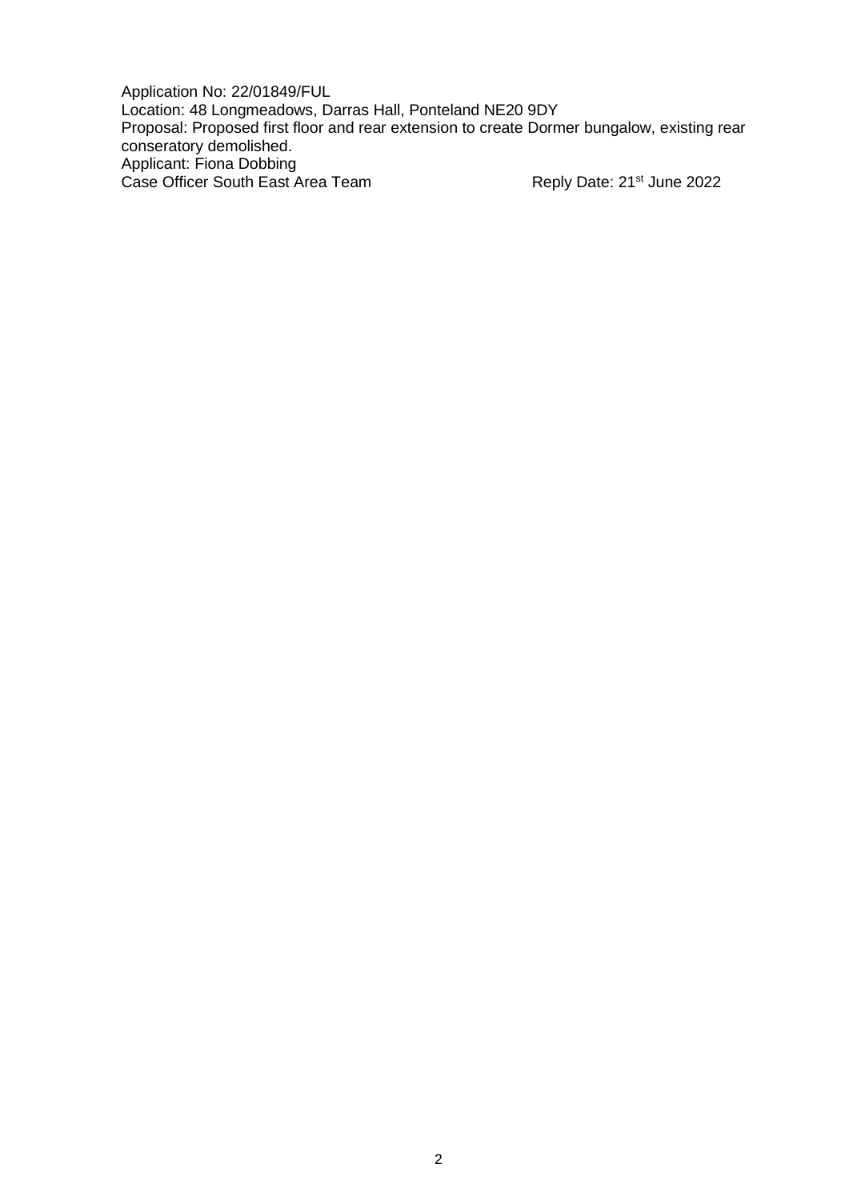Application No: 22/01849/FUL
Location: 48 Longmeadows, Darras Hall, Ponteland NE20 9DY
Proposal: Proposed first floor and rear extension to create Dormer bungalow, existing rear conservatory demolished.
Applicant: Fiona Dobbing
Case Officer South East Area Team Reply Date: 21st June 2022